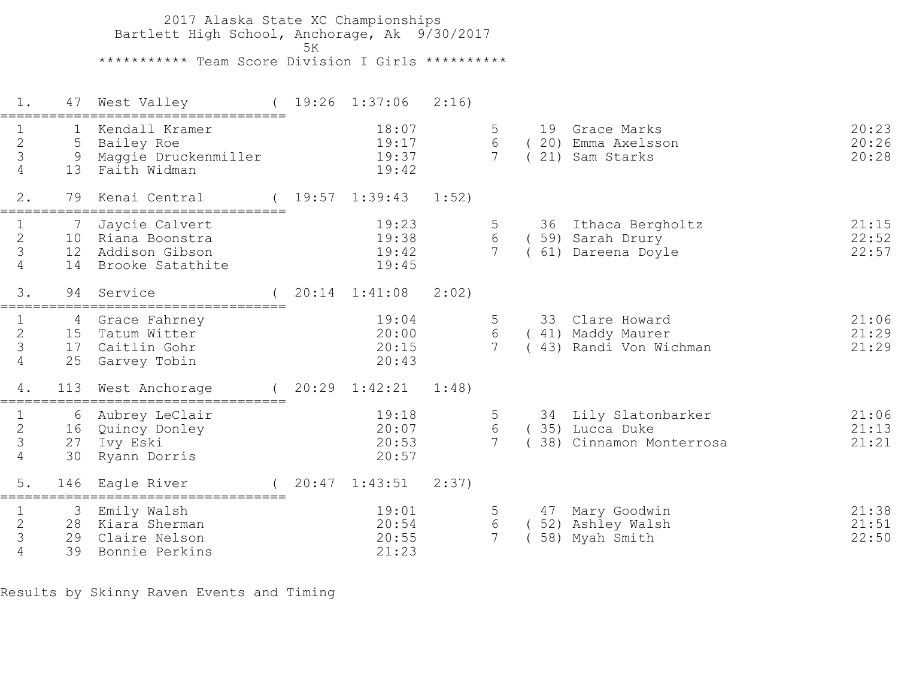# 2017 Alaska State XC Championships

Bartlett High School, Anchorage, Ak 9/30/2017

5K

## *********** Team Score Division I Girls **********

### 1. 47 West Valley ( 19:26 1:37:06 2:16)

| # | Place | Name | Time | # | Place | Name | Time |
|---|---|---|---|---|---|---|---|
| 1 | 1 | Kendall Kramer | 18:07 | 5 | 19 | Grace Marks | 20:23 |
| 2 | 5 | Bailey Roe | 19:17 | 6 | (20) | Emma Axelsson | 20:26 |
| 3 | 9 | Maggie Druckenmiller | 19:37 | 7 | (21) | Sam Starks | 20:28 |
| 4 | 13 | Faith Widman | 19:42 | | | | |

### 2. 79 Kenai Central ( 19:57 1:39:43 1:52)

| # | Place | Name | Time | # | Place | Name | Time |
|---|---|---|---|---|---|---|---|
| 1 | 7 | Jaycie Calvert | 19:23 | 5 | 36 | Ithaca Bergholtz | 21:15 |
| 2 | 10 | Riana Boonstra | 19:38 | 6 | (59) | Sarah Drury | 22:52 |
| 3 | 12 | Addison Gibson | 19:42 | 7 | (61) | Dareena Doyle | 22:57 |
| 4 | 14 | Brooke Satathite | 19:45 | | | | |

### 3. 94 Service ( 20:14 1:41:08 2:02)

| # | Place | Name | Time | # | Place | Name | Time |
|---|---|---|---|---|---|---|---|
| 1 | 4 | Grace Fahrney | 19:04 | 5 | 33 | Clare Howard | 21:06 |
| 2 | 15 | Tatum Witter | 20:00 | 6 | (41) | Maddy Maurer | 21:29 |
| 3 | 17 | Caitlin Gohr | 20:15 | 7 | (43) | Randi Von Wichman | 21:29 |
| 4 | 25 | Garvey Tobin | 20:43 | | | | |

### 4. 113 West Anchorage ( 20:29 1:42:21 1:48)

| # | Place | Name | Time | # | Place | Name | Time |
|---|---|---|---|---|---|---|---|
| 1 | 6 | Aubrey LeClair | 19:18 | 5 | 34 | Lily Slatonbarker | 21:06 |
| 2 | 16 | Quincy Donley | 20:07 | 6 | (35) | Lucca Duke | 21:13 |
| 3 | 27 | Ivy Eski | 20:53 | 7 | (38) | Cinnamon Monterrosa | 21:21 |
| 4 | 30 | Ryann Dorris | 20:57 | | | | |

### 5. 146 Eagle River ( 20:47 1:43:51 2:37)

| # | Place | Name | Time | # | Place | Name | Time |
|---|---|---|---|---|---|---|---|
| 1 | 3 | Emily Walsh | 19:01 | 5 | 47 | Mary Goodwin | 21:38 |
| 2 | 28 | Kiara Sherman | 20:54 | 6 | (52) | Ashley Walsh | 21:51 |
| 3 | 29 | Claire Nelson | 20:55 | 7 | (58) | Myah Smith | 22:50 |
| 4 | 39 | Bonnie Perkins | 21:23 | | | | |

Results by Skinny Raven Events and Timing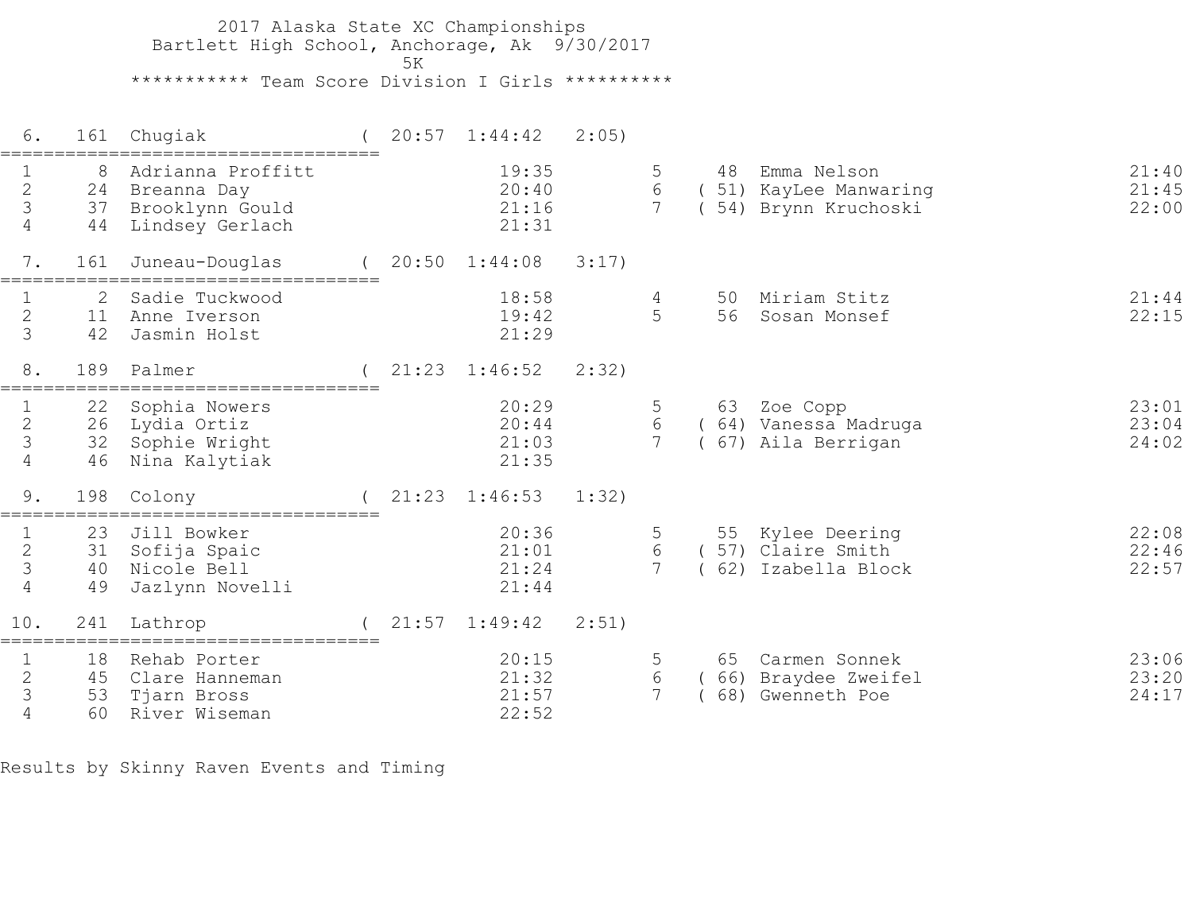2017 Alaska State XC Championships
Bartlett High School, Anchorage, Ak 9/30/2017
5K

*********** Team Score Division I Girls **********

**6. 161 Chugiak ( 20:57 1:44:42 2:05)**

| | | | | | | | |
|---|---|---|---|---|---|---|---|
| 1 | 8 | Adrianna Proffitt | 19:35 | 5 | 48 | Emma Nelson | 21:40 |
| 2 | 24 | Breanna Day | 20:40 | 6 | ( 51) | KayLee Manwaring | 21:45 |
| 3 | 37 | Brooklynn Gould | 21:16 | 7 | ( 54) | Brynn Kruchoski | 22:00 |
| 4 | 44 | Lindsey Gerlach | 21:31 | | | | |

**7. 161 Juneau-Douglas ( 20:50 1:44:08 3:17)**

| | | | | | | | |
|---|---|---|---|---|---|---|---|
| 1 | 2 | Sadie Tuckwood | 18:58 | 4 | 50 | Miriam Stitz | 21:44 |
| 2 | 11 | Anne Iverson | 19:42 | 5 | 56 | Sosan Monsef | 22:15 |
| 3 | 42 | Jasmin Holst | 21:29 | | | | |

**8. 189 Palmer ( 21:23 1:46:52 2:32)**

| | | | | | | | |
|---|---|---|---|---|---|---|---|
| 1 | 22 | Sophia Nowers | 20:29 | 5 | 63 | Zoe Copp | 23:01 |
| 2 | 26 | Lydia Ortiz | 20:44 | 6 | ( 64) | Vanessa Madruga | 23:04 |
| 3 | 32 | Sophie Wright | 21:03 | 7 | ( 67) | Aila Berrigan | 24:02 |
| 4 | 46 | Nina Kalytiak | 21:35 | | | | |

**9. 198 Colony ( 21:23 1:46:53 1:32)**

| | | | | | | | |
|---|---|---|---|---|---|---|---|
| 1 | 23 | Jill Bowker | 20:36 | 5 | 55 | Kylee Deering | 22:08 |
| 2 | 31 | Sofija Spaic | 21:01 | 6 | ( 57) | Claire Smith | 22:46 |
| 3 | 40 | Nicole Bell | 21:24 | 7 | ( 62) | Izabella Block | 22:57 |
| 4 | 49 | Jazlynn Novelli | 21:44 | | | | |

**10. 241 Lathrop ( 21:57 1:49:42 2:51)**

| | | | | | | | |
|---|---|---|---|---|---|---|---|
| 1 | 18 | Rehab Porter | 20:15 | 5 | 65 | Carmen Sonnek | 23:06 |
| 2 | 45 | Clare Hanneman | 21:32 | 6 | ( 66) | Braydee Zweifel | 23:20 |
| 3 | 53 | Tjarn Bross | 21:57 | 7 | ( 68) | Gwenneth Poe | 24:17 |
| 4 | 60 | River Wiseman | 22:52 | | | | |

Results by Skinny Raven Events and Timing